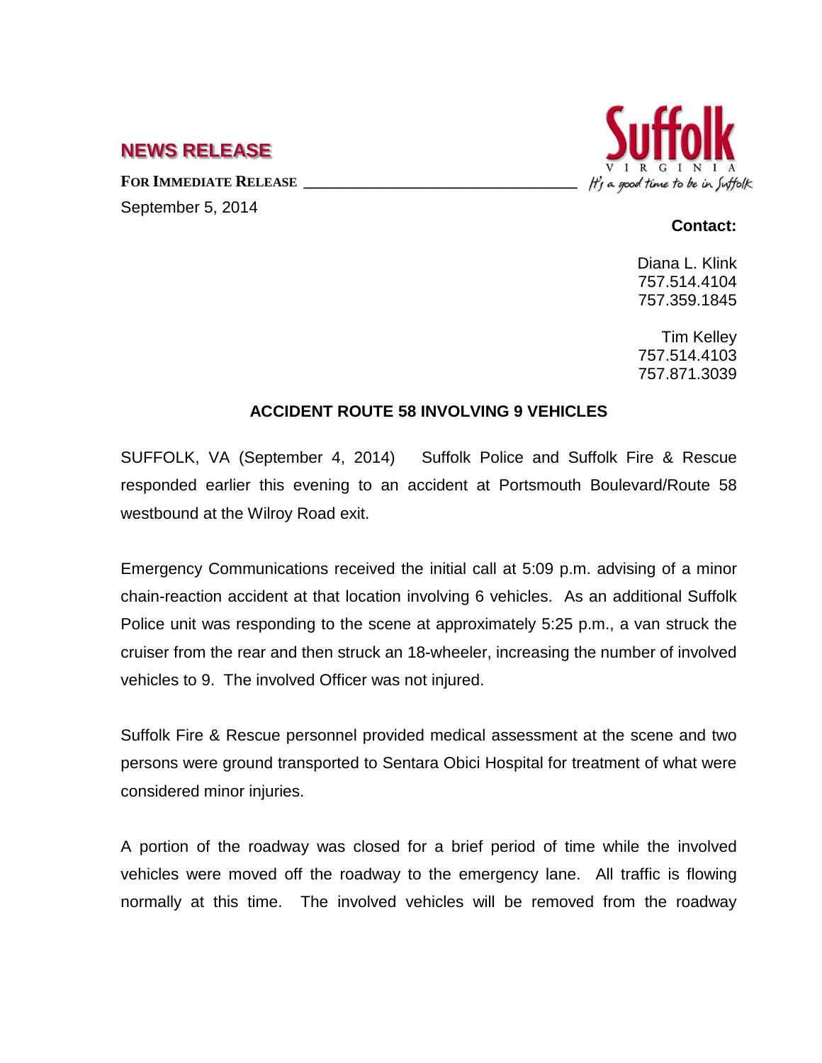## NEWS RELEASE

**FOR IMMEDIATE RELEASE**

September 5, 2014

Suffolk VIRGINIA *It's a good time to be in Suffolk*

**Contact:**

Diana L. Klink
757.514.4104
757.359.1845

Tim Kelley
757.514.4103
757.871.3039

### ACCIDENT ROUTE 58 INVOLVING 9 VEHICLES

SUFFOLK, VA (September 4, 2014) Suffolk Police and Suffolk Fire & Rescue responded earlier this evening to an accident at Portsmouth Boulevard/Route 58 westbound at the Wilroy Road exit.

Emergency Communications received the initial call at 5:09 p.m. advising of a minor chain-reaction accident at that location involving 6 vehicles. As an additional Suffolk Police unit was responding to the scene at approximately 5:25 p.m., a van struck the cruiser from the rear and then struck an 18-wheeler, increasing the number of involved vehicles to 9. The involved Officer was not injured.

Suffolk Fire & Rescue personnel provided medical assessment at the scene and two persons were ground transported to Sentara Obici Hospital for treatment of what were considered minor injuries.

A portion of the roadway was closed for a brief period of time while the involved vehicles were moved off the roadway to the emergency lane. All traffic is flowing normally at this time. The involved vehicles will be removed from the roadway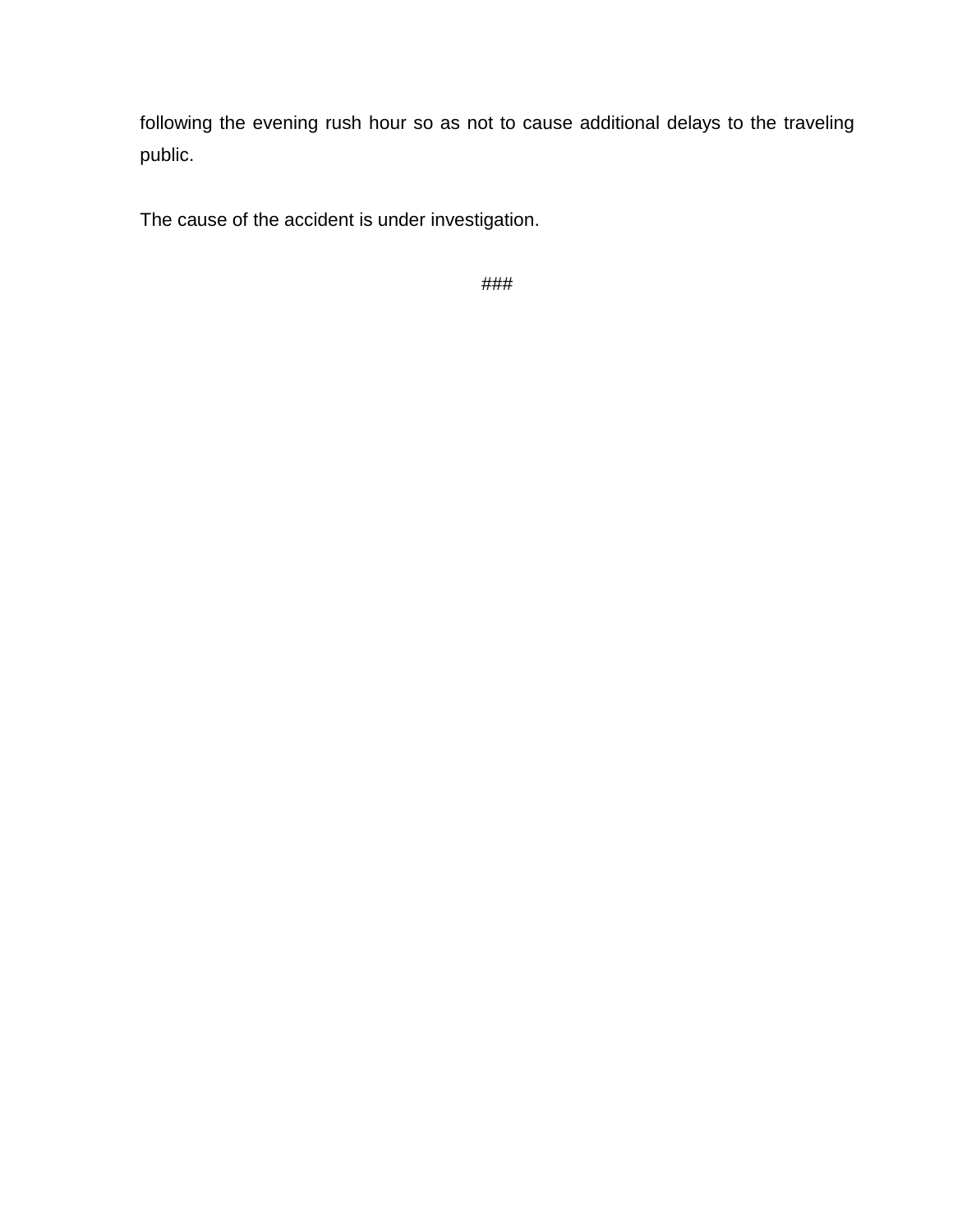following the evening rush hour so as not to cause additional delays to the traveling public.

The cause of the accident is under investigation.

###